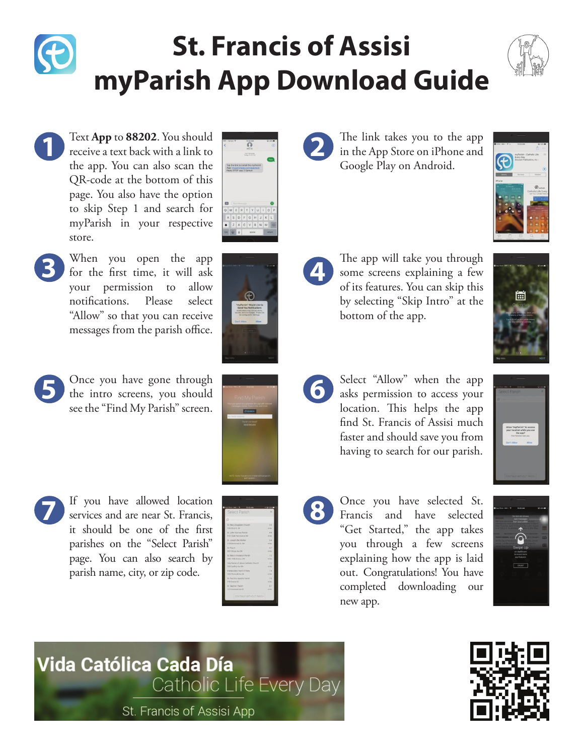# St. Francis of Assisi myParish App Download Guide

1. Text **App** to **88202**. You should receive a text back with a link to the app. You can also scan the QR-code at the bottom of this page. You also have the option to skip Step 1 and search for myParish in your respective store.

2. The link takes you to the app in the App Store on iPhone and Google Play on Android.

3. When you open the app for the first time, it will ask your permission to allow notifications. Please select "Allow" so that you can receive messages from the parish office.

4. The app will take you through some screens explaining a few of its features. You can skip this by selecting "Skip Intro" at the bottom of the app.

5. Once you have gone through the intro screens, you should see the "Find My Parish" screen.

6. Select "Allow" when the app asks permission to access your location. This helps the app find St. Francis of Assisi much faster and should save you from having to search for our parish.

7. If you have allowed location services and are near St. Francis, it should be one of the first parishes on the "Select Parish" page. You can also search by parish name, city, or zip code.

8. Once you have selected St. Francis and have selected "Get Started," the app takes you through a few screens explaining how the app is laid out. Congratulations! You have completed downloading our new app.

**Vida Católica Cada Día**

Catholic Life Every Day

St. Francis of Assisi App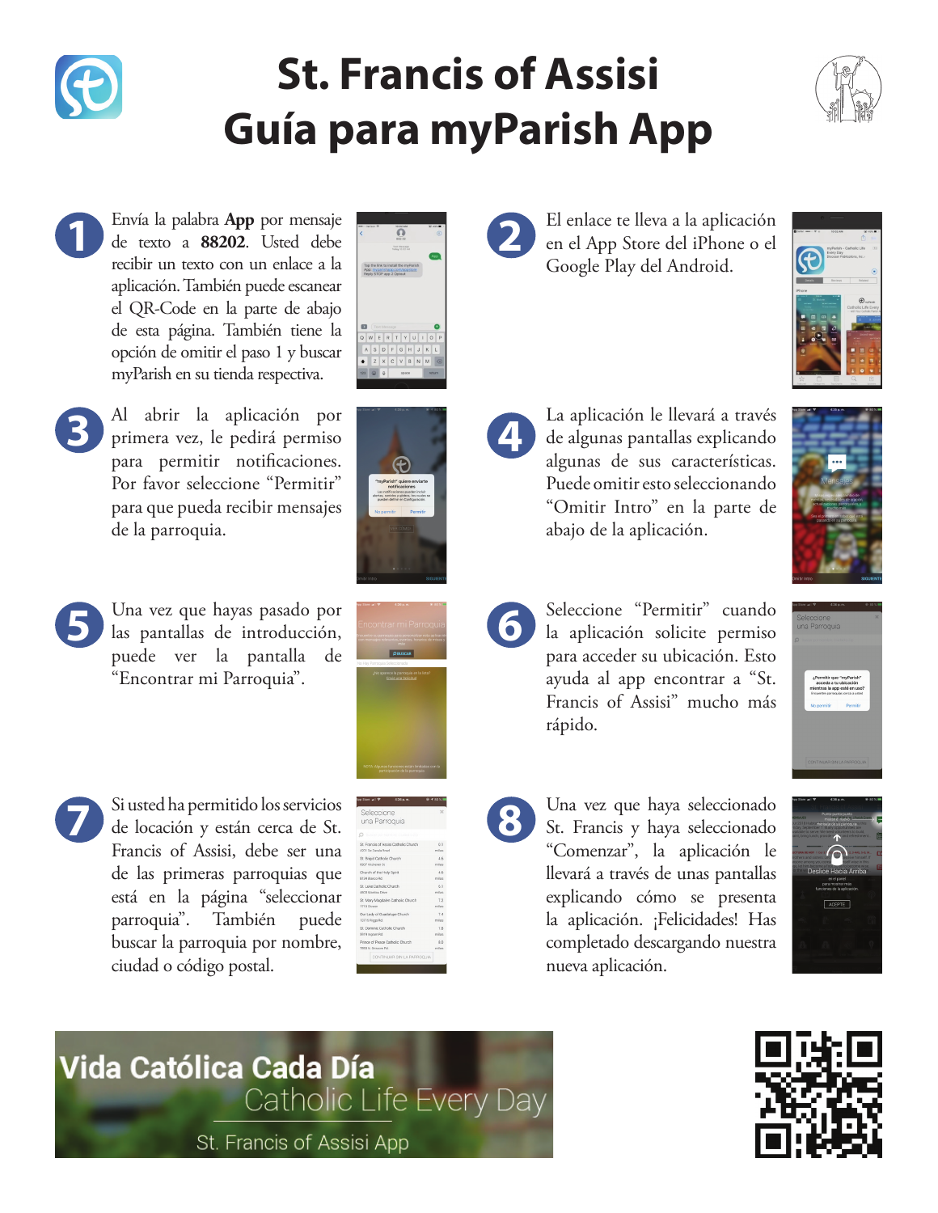# St. Francis of Assisi
# Guía para myParish App

**1** Envía la palabra **App** por mensaje de texto a **88202**. Usted debe recibir un texto con un enlace a la aplicación. También puede escanear el QR-Code en la parte de abajo de esta página. También tiene la opción de omitir el paso 1 y buscar myParish en su tienda respectiva.

**2** El enlace te lleva a la aplicación en el App Store del iPhone o el Google Play del Android.

**3** Al abrir la aplicación por primera vez, le pedirá permiso para permitir notificaciones. Por favor seleccione "Permitir" para que pueda recibir mensajes de la parroquia.

**4** La aplicación le llevará a través de algunas pantallas explicando algunas de sus características. Puede omitir esto seleccionando "Omitir Intro" en la parte de abajo de la aplicación.

**5** Una vez que hayas pasado por las pantallas de introducción, puede ver la pantalla de "Encontrar mi Parroquia".

**6** Seleccione "Permitir" cuando la aplicación solicite permiso para acceder su ubicación. Esto ayuda al app encontrar a "St. Francis of Assisi" mucho más rápido.

**7** Si usted ha permitido los servicios de locación y están cerca de St. Francis of Assisi, debe ser una de las primeras parroquias que está en la página "seleccionar parroquia". También puede buscar la parroquia por nombre, ciudad o código postal.

**8** Una vez que haya seleccionado St. Francis y haya seleccionado "Comenzar", la aplicación le llevará a través de unas pantallas explicando cómo se presenta la aplicación. ¡Felicidades! Has completado descargando nuestra nueva aplicación.

**Vida Católica Cada Día**
Catholic Life Every Day
St. Francis of Assisi App